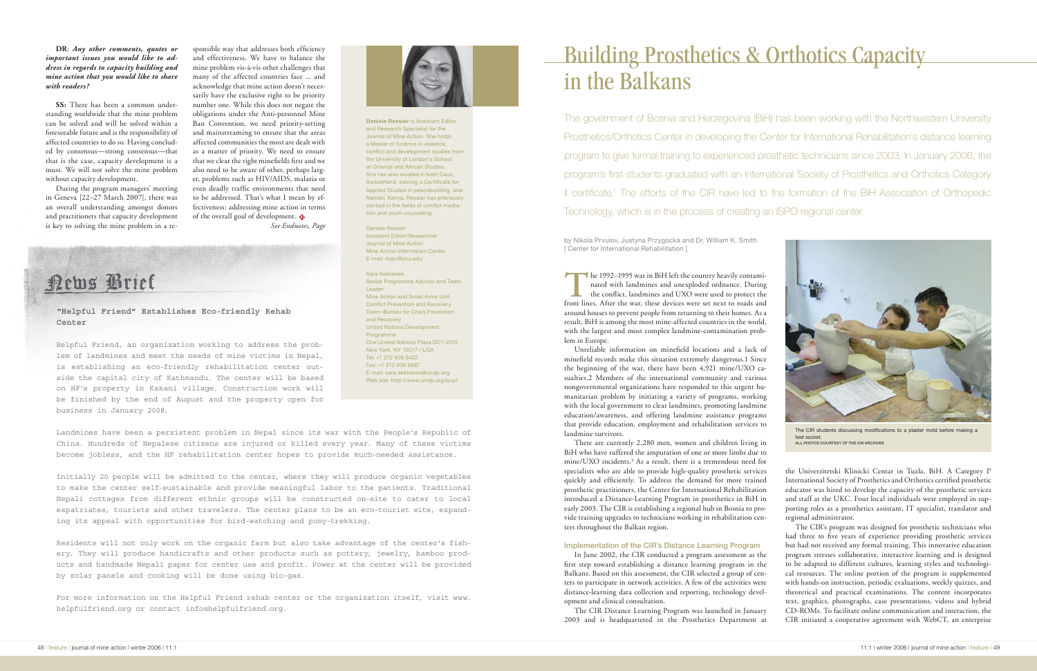**DR**: ***Any other comments, quotes or important issues you would like to address in regards to capacity building and mine action that you would like to share with readers?***

**SS:** There has been a common understanding worldwide that the mine problem can be solved and will be solved within a foreseeable future and is the responsibility of affected countries to do so. Having concluded by consensus—strong consensus—that that is the case, capacity development is a must. We will not solve the mine problem without capacity development.

During the program managers' meeting in Geneva [22–27 March 2007], there was an overall understanding amongst donors and practitioners that capacity development is key to solving the mine problem in a responsible way that addresses both efficiency and effectiveness. We have to balance the mine problem vis-à-vis other challenges that many of the affected countries face ... and acknowledge that mine action doesn't necessarily have the exclusive right to be priority number one. While this does not negate the obligations under the Anti-personnel Mine Ban Convention, we need priority-setting and mainstreaming to ensure that the areas affected communities the most are dealt with as a matter of priority. We need to ensure that we clear the right minefields first and we also need to be aware of other, perhaps larger, problems such as HIV/AIDS, malaria or even deadly traffic environments that need to be addressed. That's what I mean by effectiveness: addressing mine action in terms of the overall goal of development.

*See Endnotes, Page*

**Daniele Ressler** is Assistant Editor and Research Specialist for the Journal of Mine Action. She holds a Master of Science in violence, conflict and development studies from the University of London's School of Oriental and African Studies. She has also studied in both Caux, Switzerland, earning a Certificate for Applied Studies in peacebuilding, and Nairobi, Kenya. Ressler has previously worked in the fields of conflict mediation and youth counseling.

Daniele Ressler
Assistant Editor/Researcher
Journal of Mine Action
Mine Action Information Center
E-mail: maic@jmu.edu

Sara Sekkenes
Senior Programme Advisor and Team Leader
Mine Action and Small Arms Unit
Conflict Prevention and Recovery Team–Bureau for Crisis Prevention and Recovery
United Nations Development Programme
One United Nations Plaza DC1-2012
New York, NY 10017 / USA
Tel: +1 212 906 5422
Fax: +1 212 906 6887
E-mail: sara.sekkenes@undp.org
Web site: http://www.undp.org/bcpr

## News Brief

### "Helpful Friend" Establishes Eco-friendly Rehab Center

Helpful Friend, an organization working to address the problem of landmines and meet the needs of mine victims in Nepal, is establishing an eco-friendly rehabilitation center outside the capital city of Kathmandu. The center will be based on HF's property in Kakani village. Construction work will be finished by the end of August and the property open for business in January 2008.

Landmines have been a persistent problem in Nepal since its war with the People's Republic of China. Hundreds of Nepalese citizens are injured or killed every year. Many of these victims become jobless, and the HF rehabilitation center hopes to provide much-needed assistance.

Initially 20 people will be admitted to the center, where they will produce organic vegetables to make the center self-sustainable and provide meaningful labor to the patients. Traditional Nepali cottages from different ethnic groups will be constructed on-site to cater to local expatriates, tourists and other travelers. The center plans to be an eco-tourist site, expanding its appeal with opportunities for bird-watching and pony-trekking.

Residents will not only work on the organic farm but also take advantage of the center's fishery. They will produce handicrafts and other products such as pottery, jewelry, bamboo products and handmade Nepali paper for center use and profit. Power at the center will be provided by solar panels and cooking will be done using bio-gas.

For more information on the Helpful Friend rehab center or the organization itself, visit www.helpfulfriend.org or contact info@helpfulfriend.org.

# Building Prosthetics & Orthotics Capacity in the Balkans

The government of Bosnia and Herzegovina (BiH) has been working with the Northwestern University Prosthetics/Orthotics Center in developing the Center for International Rehabilitation's distance learning program to give formal training to experienced prosthetic technicians since 2003. In January 2006, the program's first students graduated with an International Society of Prosthetics and Orthotics Category II certificate.[1] The efforts of the CIR have led to the formation of the BiH Association of Orthopedic Technology, which is in the process of creating an ISPO regional center.

by Nikola Prvulov, Justyna Przygocka and Dr. William K. Smith [ Center for International Rehabilitation ]

The 1992–1995 war in BiH left the country heavily contaminated with landmines and unexploded ordnance. During the conflict, landmines and UXO were used to protect the front lines. After the war, these devices were set next to roads and around houses to prevent people from returning to their homes. As a result, BiH is among the most mine-affected countries in the world, with the largest and most complex landmine-contamination problem in Europe.

Unreliable information on minefield locations and a lack of minefield records make this situation extremely dangerous.1 Since the beginning of the war, there have been 4,921 mine/UXO casualties.2 Members of the international community and various nongovernmental organizations have responded to this urgent humanitarian problem by initiating a variety of programs, working with the local government to clear landmines, promoting landmine education/awareness, and offering landmine assistance programs that provide education, employment and rehabilitation services to landmine survivors.

There are currently 2,280 men, women and children living in BiH who have suffered the amputation of one or more limbs due to mine/UXO incidents.[3] As a result, there is a tremendous need for specialists who are able to provide high-quality prosthetic services quickly and efficiently. To address the demand for more trained prosthetic practitioners, the Center for International Rehabilitation introduced a Distance-Learning Program in prosthetics in BiH in early 2003. The CIR is establishing a regional hub in Bosnia to provide training upgrades to technicians working in rehabilitation centers throughout the Balkan region.

### Implementation of the CIR's Distance Learning Program

In June 2002, the CIR conducted a program assessment as the first step toward establishing a distance learning program in the Balkans. Based on this assessment, the CIR selected a group of centers to participate in network activities. A few of the activities were distance-learning data collection and reporting, technology development and clinical consultation.

The CIR Distance Learning Program was launched in January 2003 and is headquartered in the Prosthetics Department at the Univerzitetski Klinicki Centar in Tuzla, BiH. A Category I[4] International Society of Prosthetics and Orthotics certified prosthetic educator was hired to develop the capacity of the prosthetic services and staff at the UKC. Four local individuals were employed in supporting roles as a prosthetics assistant, IT specialist, translator and regional administrator.

The CIR students discussing modifications to a plaster mold before making a test socket.
ALL PHOTOS COURTESY OF THE CIR ARCHIVES

The CIR's program was designed for prosthetic technicians who had three to five years of experience providing prosthetic services but had not received any formal training. This innovative education program stresses collaborative, interactive learning and is designed to be adapted to different cultures, learning styles and technological resources. The online portion of the program is supplemented with hands-on instruction, periodic evaluations, weekly quizzes, and theoretical and practical examinations. The content incorporates text, graphics, photographs, case presentations, videos and hybrid CD-ROMs. To facilitate online communication and interaction, the CIR initiated a cooperative agreement with WebCT, an enterprise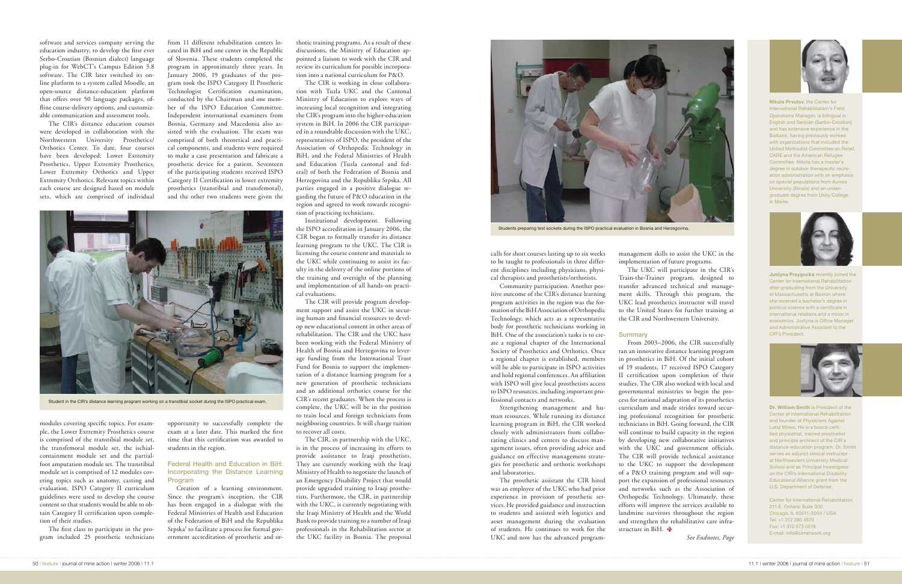software and services company serving the education industry, to develop the first ever Serbo-Croatian (Bosnian dialect) language plug-in for WebCT's Campus Edition 3.8 software. The CIR later switched its online platform to a system called Moodle, an open-source distance-education platform that offers over 50 language packages, offline course-delivery options, and customizable communication and assessment tools.

The CIR's distance education courses were developed in collaboration with the Northwestern University Prosthetics/Orthotics Center. To date, four courses have been developed: Lower Extremity Prosthetics, Upper Extremity Prosthetics, Lower Extremity Orthotics and Upper Extremity Orthotics. Relevant topics within each course are designed based on module sets, which are comprised of individual modules covering specific topics. For example, the Lower Extremity Prosthetics course is comprised of the transtibial module set, the transfemoral module set, the ischial-containment module set and the partial-foot amputation module set. The transtibial module set is comprised of 12 modules covering topics such as anatomy, casting and evaluation. ISPO Category II curriculum guidelines were used to develop the course content so that students would be able to obtain Category II certification upon completion of their studies.

The first class to participate in the program included 25 prosthetic technicians from 11 different rehabilitation centers located in BiH and one center in the Republic of Slovenia. These students completed the program in approximately three years. In January 2006, 19 graduates of the program took the ISPO Category II Prosthetic Technologist Certification examination, conducted by the Chairman and one member of the ISPO Education Committee. Independent international examiners from Bosnia, Germany and Macedonia also assisted with the evaluation. The exam was comprised of both theoretical and practical components, and students were required to make a case presentation and fabricate a prosthetic device for a patient. Seventeen of the participating students received ISPO Category II Certification in lower extremity prosthetics (transtibial and transfemoral), and the other two students were given the opportunity to successfully complete the exam at a later date. This marked the first time that this certification was awarded to students in the region.

Student in the CIR's distance learning program working on a transtibial socket during the ISPO practical exam.

### Federal Health and Education in BiH: Incorporating the Distance Learning Program

Creation of a learning environment. Since the program's inception, the CIR has been engaged in a dialogue with the Federal Ministries of Health and Education of the Federation of BiH and the Republika Srpska[3] to facilitate a process for formal government accreditation of prosthetic and orthotic training programs. As a result of these discussions, the Ministry of Education appointed a liaison to work with the CIR and review its curriculum for possible incorporation into a national curriculum for P&O.

The CIR is working in close collaboration with Tuzla UKC and the Cantonal Ministry of Education to explore ways of increasing local recognition and integrating the CIR's program into the higher-education system in BiH. In 2006 the CIR participated in a roundtable discussion with the UKC, representatives of ISPO, the president of the Association of Orthopedic Technology in BiH, and the Federal Ministries of Health and Education (Tuzla cantonal and federal) of both the Federation of Bosnia and Herzegovina and the Republika Srpska. All parties engaged in a positive dialogue regarding the future of P&O education in the region and agreed to work towards recognition of practicing technicians.

Institutional development. Following the ISPO accreditation in January 2006, the CIR began to formally transfer its distance learning program to the UKC. The CIR is licensing the course content and materials to the UKC while continuing to assist its faculty in the delivery of the online portions of the training and oversight of the planning and implementation of all hands-on practical evaluations.

The CIR will provide program development support and assist the UKC in securing human and financial resources to develop new educational content in other areas of rehabilitation. The CIR and the UKC have been working with the Federal Ministry of Health of Bosnia and Herzegovina to leverage funding from the International Trust Fund for Bosnia to support the implementation of a distance learning program for a new generation of prosthetic technicians and an additional orthotics course for the CIR's recent graduates. When the process is complete, the UKC will be in the position to train local and foreign technicians from neighboring countries. It will charge tuition to recover all costs.

The CIR, in partnership with the UKC, is in the process of increasing its efforts to provide assistance to Iraqi prosthetists. They are currently working with the Iraqi Ministry of Health to negotiate the launch of an Emergency Disability Project that would provide upgraded training to Iraqi prosthetists. Furthermore, the CIR, in partnership with the UKC, is currently negotiating with the Iraqi Ministry of Health and the World Bank to provide training to a number of Iraqi professionals in the Rehabilitation sector at the UKC facility in Bosnia. The proposal calls for short courses lasting up to six weeks to be taught to professionals in three different disciplines including physicians, physical therapists and prosthetists/orthotists.

Students preparing test sockets during the ISPO practical evaluation in Bosnia and Herzegovina.

Community participation. Another positive outcome of the CIR's distance learning program activities in the region was the formation of the BiH Association of Orthopedic Technology, which acts as a representative body for prosthetic technicians working in BiH. One of the association's tasks is to create a regional chapter of the International Society of Prosthetics and Orthotics. Once a regional chapter is established, members will be able to participate in ISPO activities and hold regional conferences. An affiliation with ISPO will give local prosthetists access to ISPO resources, including important professional contacts and networks.

Strengthening management and human resources. While running its distance learning program in BiH, the CIR worked closely with administrators from collaborating clinics and centers to discuss management issues, often providing advice and guidance on effective management strategies for prosthetic and orthotic workshops and laboratories.

The prosthetic assistant the CIR hired was an employee of the UKC who had prior experience in provision of prosthetic services. He provided guidance and instruction to students and assisted with logistics and asset management during the evaluation of students. He continues to work for the UKC and now has the advanced program-management skills to assist the UKC in the implementation of future programs.

The UKC will participate in the CIR's Train-the-Trainer program, designed to transfer advanced technical and management skills. Through this program, the UKC lead prosthetics instructor will travel to the United States for further training at the CIR and Northwestern University.

### Summary

From 2003–2006, the CIR successfully ran an innovative distance learning program in prosthetics in BiH. Of the initial cohort of 19 students, 17 received ISPO Category II certification upon completion of their studies. The CIR also worked with local and governmental ministries to begin the process for national adaptation of its prosthetics curriculum and made strides toward securing professional recognition for prosthetic technicians in BiH. Going forward, the CIR will continue to build capacity in the region by developing new collaborative initiatives with the UKC and government officials. The CIR will provide technical assistance to the UKC to support the development of a P&O training program and will support the expansion of professional resources and networks such as the Association of Orthopedic Technology. Ultimately, these efforts will improve the services available to landmine survivors throughout the region and strengthen the rehabilitative care infrastructure in BiH.

*See Endnotes, Page*

**Nikola Prvulov**, the Center for International Rehabilitation's Field Operations Manager, is bilingual in English and Serbian (Serbo-Croatian) and has extensive experience in the Balkans, having previously worked with organizations that included the United Methodist Committee on Relief, CARE and the American Refugee Committee. Nikola has a master's degree in outdoor therapeutic recreation administration with an emphasis on special populations from Aurora University (Illinois) and an undergraduate degree from Unity College in Maine.

**Justyna Przygocka** recently joined the Center for International Rehabilitation after graduating from the University of Massachusetts at Boston where she received a bachelor's degree in political science with a certificate in international relations and a minor in economics. Justyna is Office Manager and Administrative Assistant to the CIR's President.

**Dr. William Smith** is President of the Center of International Rehabilitation and founder of Physicians Against Land Mines. He is a board-certified physiatrist, trained prosthetist and principle architect of the CIR's distance-education program. Dr. Smith serves as adjunct clinical instructor at Northwestern University Medical School and as Principal Investigator on the CIR's International Disability Educational Alliance grant from the U.S. Department of Defense.

Center for International Rehabilitation
211 E. Ontario Suite 300
Chicago, IL 60611-3004 / USA
Tel: +1 312 280 4970
Fax: +1 312 573 0019
E-mail: info@cirnetwork.org